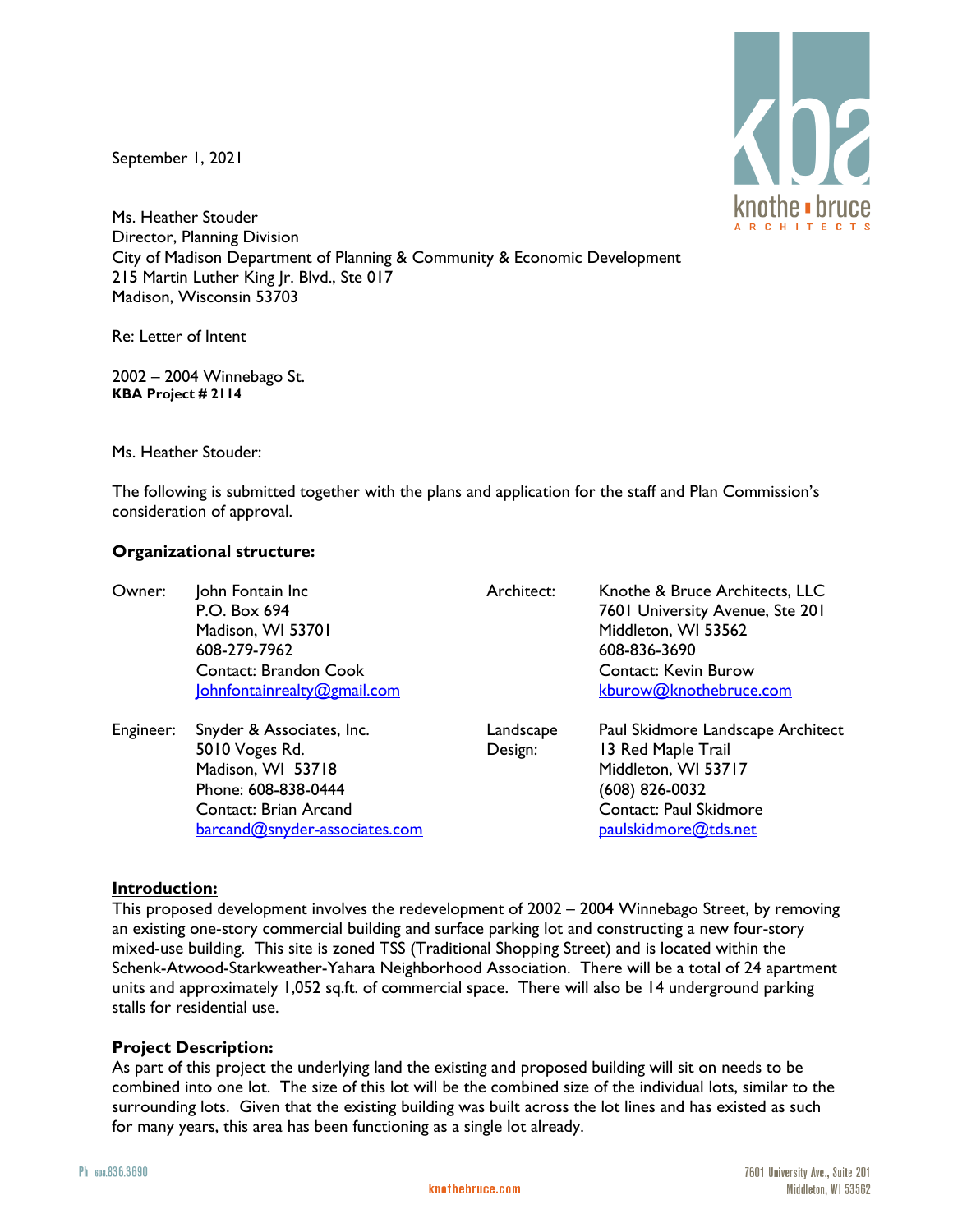September 1, 2021

Ms. Heather Stouder
Director, Planning Division
City of Madison Department of Planning & Community & Economic Development
215 Martin Luther King Jr. Blvd., Ste 017
Madison, Wisconsin 53703

Re: Letter of Intent

2002 – 2004 Winnebago St.
**KBA Project # 2114**

Ms. Heather Stouder:

The following is submitted together with the plans and application for the staff and Plan Commission's consideration of approval.

**Organizational structure:**

| | | | |
|---|---|---|---|
| Owner: | John Fontain Inc<br>P.O. Box 694<br>Madison, WI 53701<br>608-279-7962<br>Contact: Brandon Cook<br>Johnfontainrealty@gmail.com | Architect: | Knothe & Bruce Architects, LLC<br>7601 University Avenue, Ste 201<br>Middleton, WI 53562<br>608-836-3690<br>Contact: Kevin Burow<br>kburow@knothebruce.com |
| Engineer: | Snyder & Associates, Inc.<br>5010 Voges Rd.<br>Madison, WI 53718<br>Phone: 608-838-0444<br>Contact: Brian Arcand<br>barcand@snyder-associates.com | Landscape Design: | Paul Skidmore Landscape Architect<br>13 Red Maple Trail<br>Middleton, WI 53717<br>(608) 826-0032<br>Contact: Paul Skidmore<br>paulskidmore@tds.net |

**Introduction:**

This proposed development involves the redevelopment of 2002 – 2004 Winnebago Street, by removing an existing one-story commercial building and surface parking lot and constructing a new four-story mixed-use building. This site is zoned TSS (Traditional Shopping Street) and is located within the Schenk-Atwood-Starkweather-Yahara Neighborhood Association. There will be a total of 24 apartment units and approximately 1,052 sq.ft. of commercial space. There will also be 14 underground parking stalls for residential use.

**Project Description:**

As part of this project the underlying land the existing and proposed building will sit on needs to be combined into one lot. The size of this lot will be the combined size of the individual lots, similar to the surrounding lots. Given that the existing building was built across the lot lines and has existed as such for many years, this area has been functioning as a single lot already.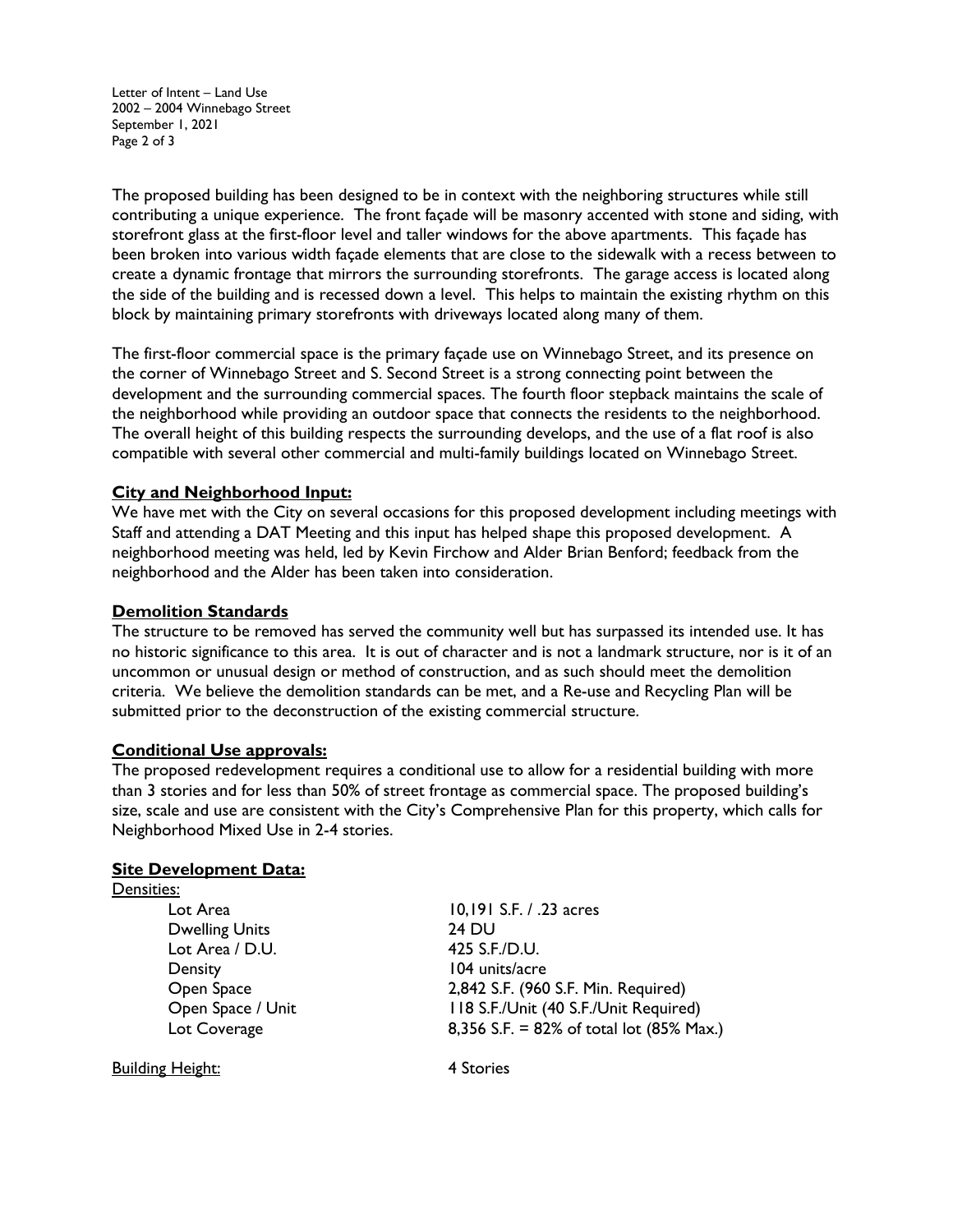The proposed building has been designed to be in context with the neighboring structures while still contributing a unique experience. The front façade will be masonry accented with stone and siding, with storefront glass at the first-floor level and taller windows for the above apartments. This façade has been broken into various width façade elements that are close to the sidewalk with a recess between to create a dynamic frontage that mirrors the surrounding storefronts. The garage access is located along the side of the building and is recessed down a level. This helps to maintain the existing rhythm on this block by maintaining primary storefronts with driveways located along many of them.

The first-floor commercial space is the primary façade use on Winnebago Street, and its presence on the corner of Winnebago Street and S. Second Street is a strong connecting point between the development and the surrounding commercial spaces. The fourth floor stepback maintains the scale of the neighborhood while providing an outdoor space that connects the residents to the neighborhood. The overall height of this building respects the surrounding develops, and the use of a flat roof is also compatible with several other commercial and multi-family buildings located on Winnebago Street.

**City and Neighborhood Input:**

We have met with the City on several occasions for this proposed development including meetings with Staff and attending a DAT Meeting and this input has helped shape this proposed development. A neighborhood meeting was held, led by Kevin Firchow and Alder Brian Benford; feedback from the neighborhood and the Alder has been taken into consideration.

**Demolition Standards**

The structure to be removed has served the community well but has surpassed its intended use. It has no historic significance to this area. It is out of character and is not a landmark structure, nor is it of an uncommon or unusual design or method of construction, and as such should meet the demolition criteria. We believe the demolition standards can be met, and a Re-use and Recycling Plan will be submitted prior to the deconstruction of the existing commercial structure.

**Conditional Use approvals:**

The proposed redevelopment requires a conditional use to allow for a residential building with more than 3 stories and for less than 50% of street frontage as commercial space. The proposed building's size, scale and use are consistent with the City's Comprehensive Plan for this property, which calls for Neighborhood Mixed Use in 2-4 stories.

**Site Development Data:**

Densities:

| | |
|---|---|
| Lot Area | 10,191 S.F. / .23 acres |
| Dwelling Units | 24 DU |
| Lot Area / D.U. | 425 S.F./D.U. |
| Density | 104 units/acre |
| Open Space | 2,842 S.F. (960 S.F. Min. Required) |
| Open Space / Unit | 118 S.F./Unit (40 S.F./Unit Required) |
| Lot Coverage | 8,356 S.F. = 82% of total lot (85% Max.) |

Building Height: 4 Stories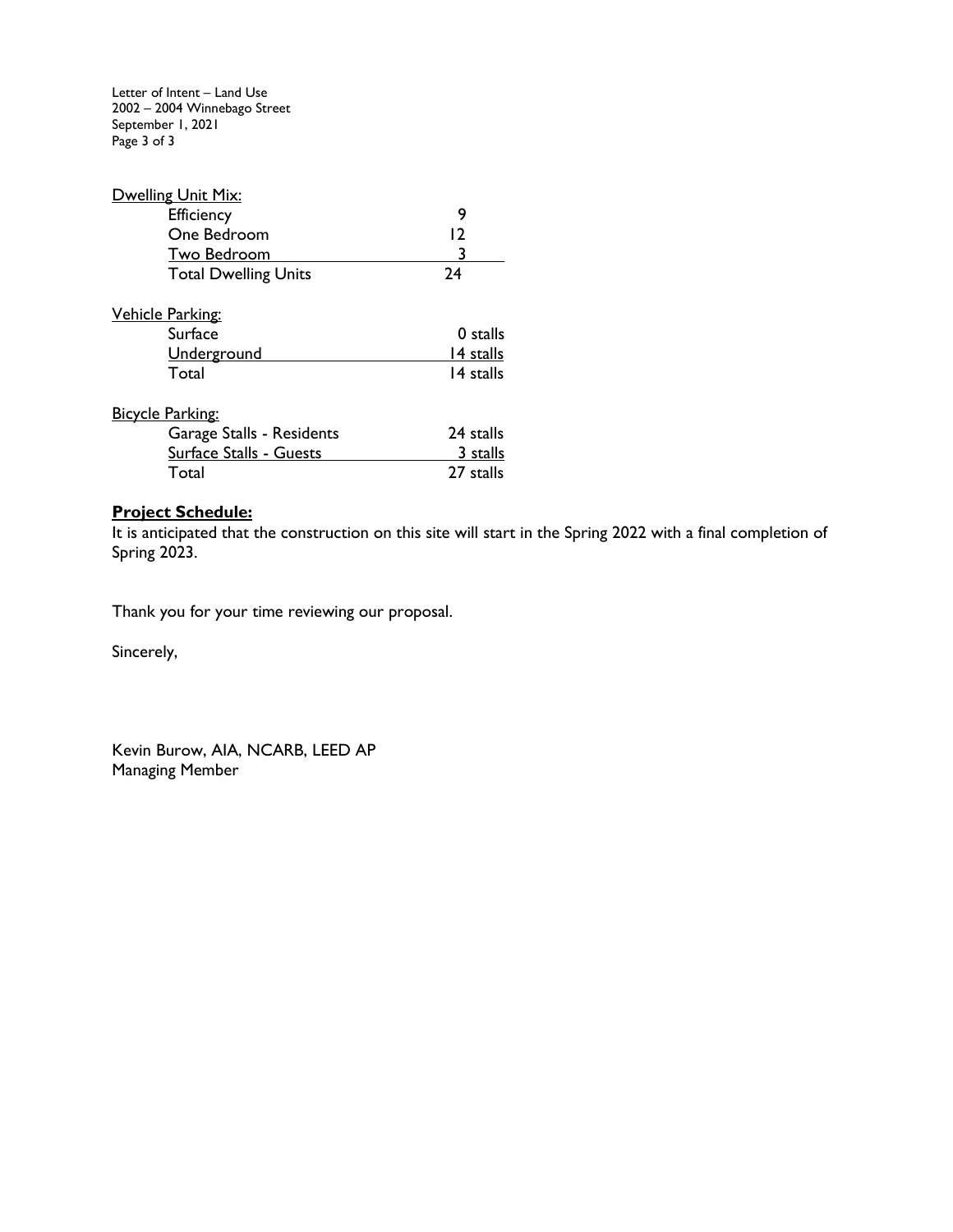Dwelling Unit Mix:

| | |
|---|---|
| Efficiency | 9 |
| One Bedroom | 12 |
| Two Bedroom | 3 |
| Total Dwelling Units | 24 |

Vehicle Parking:

| | |
|---|---|
| Surface | 0 stalls |
| Underground | 14 stalls |
| Total | 14 stalls |

Bicycle Parking:

| | |
|---|---|
| Garage Stalls - Residents | 24 stalls |
| Surface Stalls - Guests | 3 stalls |
| Total | 27 stalls |

**Project Schedule:**

It is anticipated that the construction on this site will start in the Spring 2022 with a final completion of Spring 2023.

Thank you for your time reviewing our proposal.

Sincerely,

Kevin Burow, AIA, NCARB, LEED AP
Managing Member